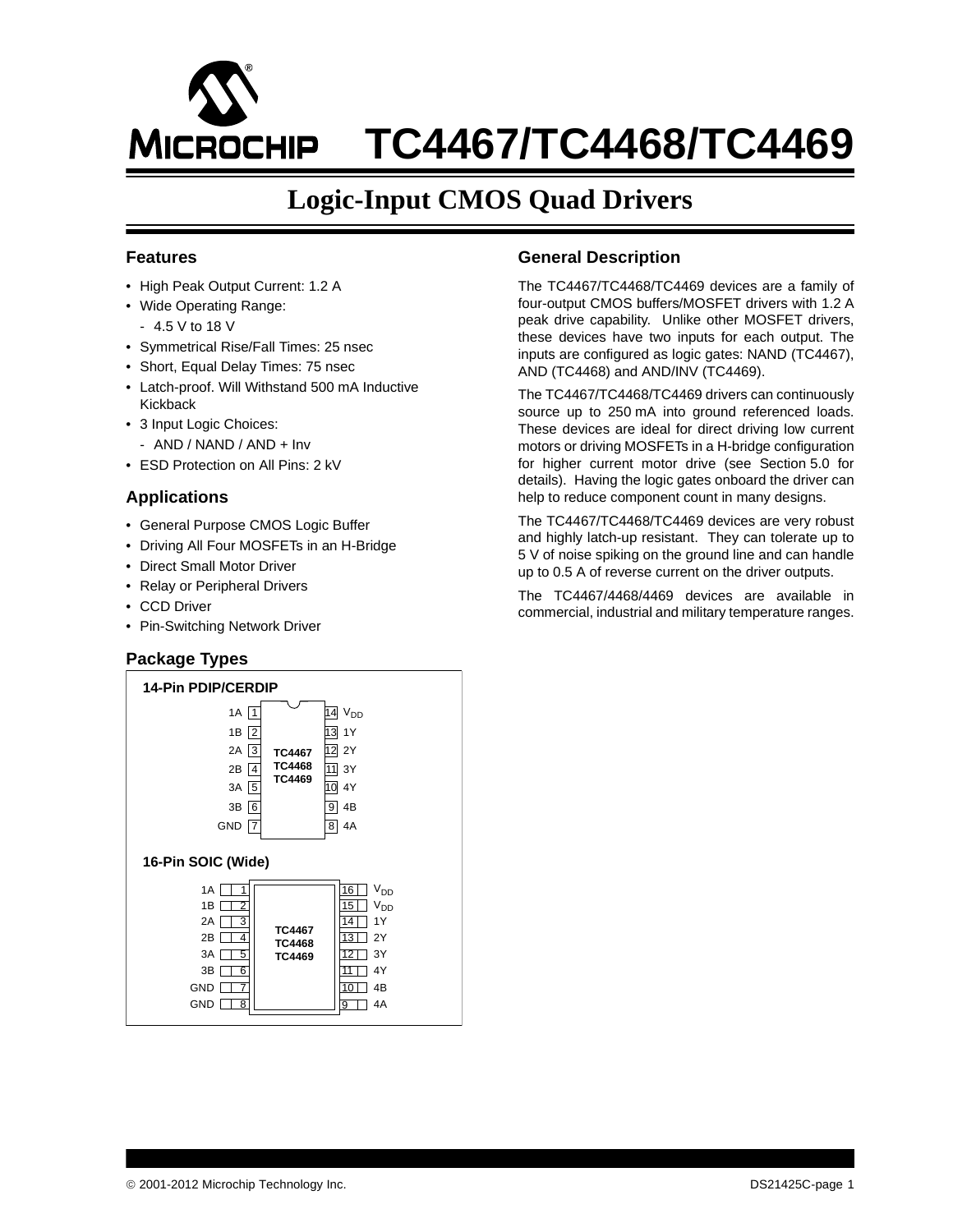# TC4467/TC4468/TC4469

## Logic-Input CMOS Quad Drivers

### Features

- High Peak Output Current: 1.2 A
- Wide Operating Range:
  - 4.5 V to 18 V
- Symmetrical Rise/Fall Times: 25 nsec
- Short, Equal Delay Times: 75 nsec
- Latch-proof. Will Withstand 500 mA Inductive Kickback
- 3 Input Logic Choices:
  - AND / NAND / AND + Inv
- ESD Protection on All Pins: 2 kV

### Applications

- General Purpose CMOS Logic Buffer
- Driving All Four MOSFETs in an H-Bridge
- Direct Small Motor Driver
- Relay or Peripheral Drivers
- CCD Driver
- Pin-Switching Network Driver

### Package Types

**14-Pin PDIP/CERDIP** (TC4467, TC4468, TC4469)

| Pin | Name | Pin | Name |
|---|---|---|---|
| 1 | 1A | 14 | $V_{DD}$ |
| 2 | 1B | 13 | 1Y |
| 3 | 2A | 12 | 2Y |
| 4 | 2B | 11 | 3Y |
| 5 | 3A | 10 | 4Y |
| 6 | 3B | 9 | 4B |
| 7 | GND | 8 | 4A |

**16-Pin SOIC (Wide)** (TC4467, TC4468, TC4469)

| Pin | Name | Pin | Name |
|---|---|---|---|
| 1 | 1A | 16 | $V_{DD}$ |
| 2 | 1B | 15 | $V_{DD}$ |
| 3 | 2A | 14 | 1Y |
| 4 | 2B | 13 | 2Y |
| 5 | 3A | 12 | 3Y |
| 6 | 3B | 11 | 4Y |
| 7 | GND | 10 | 4B |
| 8 | GND | 9 | 4A |

### General Description

The TC4467/TC4468/TC4469 devices are a family of four-output CMOS buffers/MOSFET drivers with 1.2 A peak drive capability. Unlike other MOSFET drivers, these devices have two inputs for each output. The inputs are configured as logic gates: NAND (TC4467), AND (TC4468) and AND/INV (TC4469).

The TC4467/TC4468/TC4469 drivers can continuously source up to 250 mA into ground referenced loads. These devices are ideal for direct driving low current motors or driving MOSFETs in a H-bridge configuration for higher current motor drive (see Section 5.0 for details). Having the logic gates onboard the driver can help to reduce component count in many designs.

The TC4467/TC4468/TC4469 devices are very robust and highly latch-up resistant. They can tolerate up to 5 V of noise spiking on the ground line and can handle up to 0.5 A of reverse current on the driver outputs.

The TC4467/4468/4469 devices are available in commercial, industrial and military temperature ranges.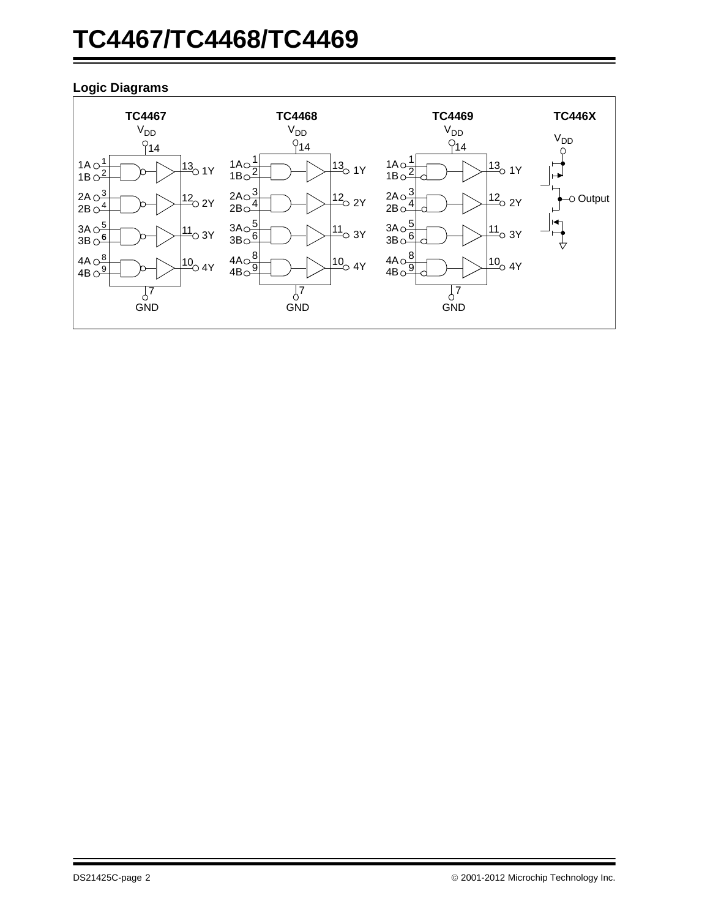## Logic Diagrams

TC4467

$V_{DD}$

14

1A 1, 1B 2 → 13 1Y
2A 3, 2B 4 → 12 2Y
3A 5, 3B 6 → 11 3Y
4A 8, 4B 9 → 10 4Y

7 GND

TC4468

$V_{DD}$

14

1A 1, 1B 2 → 13 1Y
2A 3, 2B 4 → 12 2Y
3A 5, 3B 6 → 11 3Y
4A 8, 4B 9 → 10 4Y

7 GND

TC4469

$V_{DD}$

14

1A 1, 1B 2 → 13 1Y
2A 3, 2B 4 → 12 2Y
3A 5, 3B 6 → 11 3Y
4A 8, 4B 9 → 10 4Y

7 GND

TC446X

$V_{DD}$

Output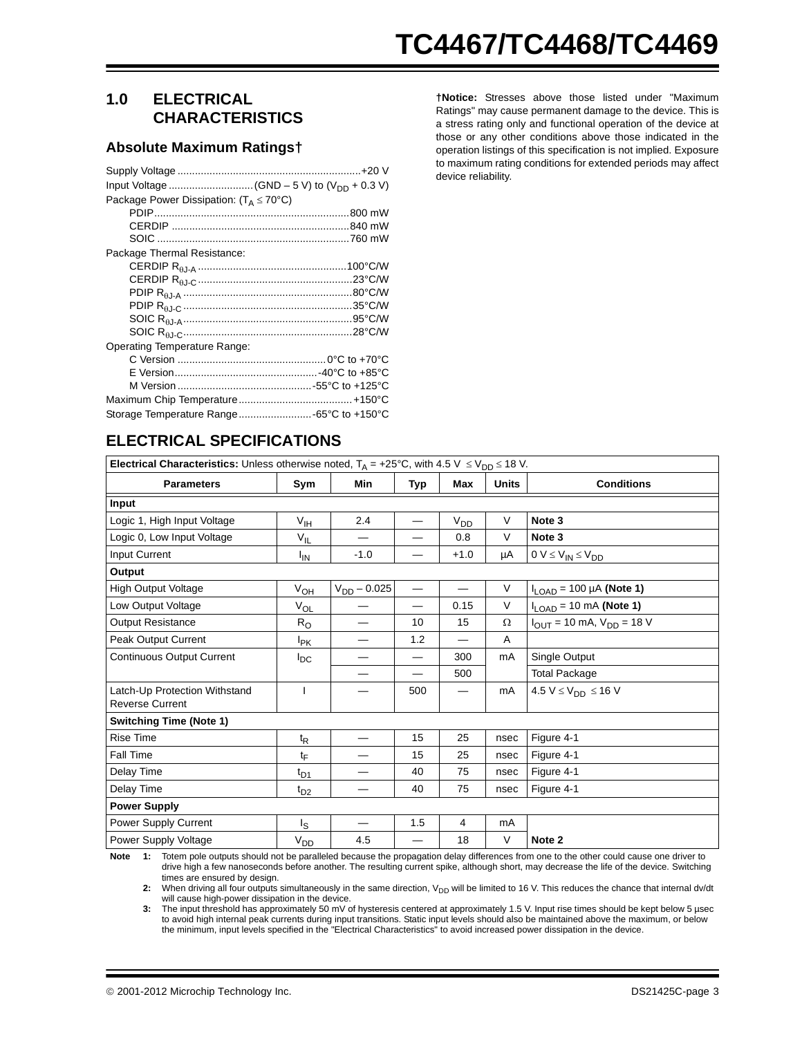## 1.0 ELECTRICAL CHARACTERISTICS

### Absolute Maximum Ratings†

Supply Voltage ..................+20 V

Input Voltage ..................(GND – 5 V) to ($V_{DD}$ + 0.3 V)

Package Power Dissipation: ($T_A \leq 70°C$)

- PDIP..................800 mW
- CERDIP ..................840 mW
- SOIC ..................760 mW

Package Thermal Resistance:

- CERDIP $R_{\theta J\text{-}A}$ ..................100°C/W
- CERDIP $R_{\theta J\text{-}C}$ ..................23°C/W
- PDIP $R_{\theta J\text{-}A}$ ..................80°C/W
- PDIP $R_{\theta J\text{-}C}$ ..................35°C/W
- SOIC $R_{\theta J\text{-}A}$ ..................95°C/W
- SOIC $R_{\theta J\text{-}C}$ ..................28°C/W

Operating Temperature Range:

- C Version ..................0°C to +70°C
- E Version..................-40°C to +85°C
- M Version ..................-55°C to +125°C

Maximum Chip Temperature..................+150°C

Storage Temperature Range..................-65°C to +150°C

**†Notice:** Stresses above those listed under "Maximum Ratings" may cause permanent damage to the device. This is a stress rating only and functional operation of the device at those or any other conditions above those indicated in the operation listings of this specification is not implied. Exposure to maximum rating conditions for extended periods may affect device reliability.

## ELECTRICAL SPECIFICATIONS

**Electrical Characteristics:** Unless otherwise noted, $T_A$ = +25°C, with 4.5 V $\leq V_{DD} \leq$ 18 V.

| Parameters | Sym | Min | Typ | Max | Units | Conditions |
|---|---|---|---|---|---|---|
| **Input** | | | | | | |
| Logic 1, High Input Voltage | $V_{IH}$ | 2.4 | — | $V_{DD}$ | V | **Note 3** |
| Logic 0, Low Input Voltage | $V_{IL}$ | — | — | 0.8 | V | **Note 3** |
| Input Current | $I_{IN}$ | -1.0 | — | +1.0 | µA | 0 V $\leq V_{IN} \leq V_{DD}$ |
| **Output** | | | | | | |
| High Output Voltage | $V_{OH}$ | $V_{DD}$ – 0.025 | — | — | V | $I_{LOAD}$ = 100 µA **(Note 1)** |
| Low Output Voltage | $V_{OL}$ | — | — | 0.15 | V | $I_{LOAD}$ = 10 mA **(Note 1)** |
| Output Resistance | $R_O$ | — | 10 | 15 | Ω | $I_{OUT}$ = 10 mA, $V_{DD}$ = 18 V |
| Peak Output Current | $I_{PK}$ | — | 1.2 | — | A | |
| Continuous Output Current | $I_{DC}$ | — | — | 300 | mA | Single Output |
| | | — | — | 500 | | Total Package |
| Latch-Up Protection Withstand Reverse Current | I | — | 500 | — | mA | 4.5 V $\leq V_{DD} \leq$ 16 V |
| **Switching Time (Note 1)** | | | | | | |
| Rise Time | $t_R$ | — | 15 | 25 | nsec | Figure 4-1 |
| Fall Time | $t_F$ | — | 15 | 25 | nsec | Figure 4-1 |
| Delay Time | $t_{D1}$ | — | 40 | 75 | nsec | Figure 4-1 |
| Delay Time | $t_{D2}$ | — | 40 | 75 | nsec | Figure 4-1 |
| **Power Supply** | | | | | | |
| Power Supply Current | $I_S$ | — | 1.5 | 4 | mA | |
| Power Supply Voltage | $V_{DD}$ | 4.5 | — | 18 | V | **Note 2** |

**Note 1:** Totem pole outputs should not be paralleled because the propagation delay differences from one to the other could cause one driver to drive high a few nanoseconds before another. The resulting current spike, although short, may decrease the life of the device. Switching times are ensured by design.

**2:** When driving all four outputs simultaneously in the same direction, $V_{DD}$ will be limited to 16 V. This reduces the chance that internal dv/dt will cause high-power dissipation in the device.

**3:** The input threshold has approximately 50 mV of hysteresis centered at approximately 1.5 V. Input rise times should be kept below 5 µsec to avoid high internal peak currents during input transitions. Static input levels should also be maintained above the maximum, or below the minimum, input levels specified in the "Electrical Characteristics" to avoid increased power dissipation in the device.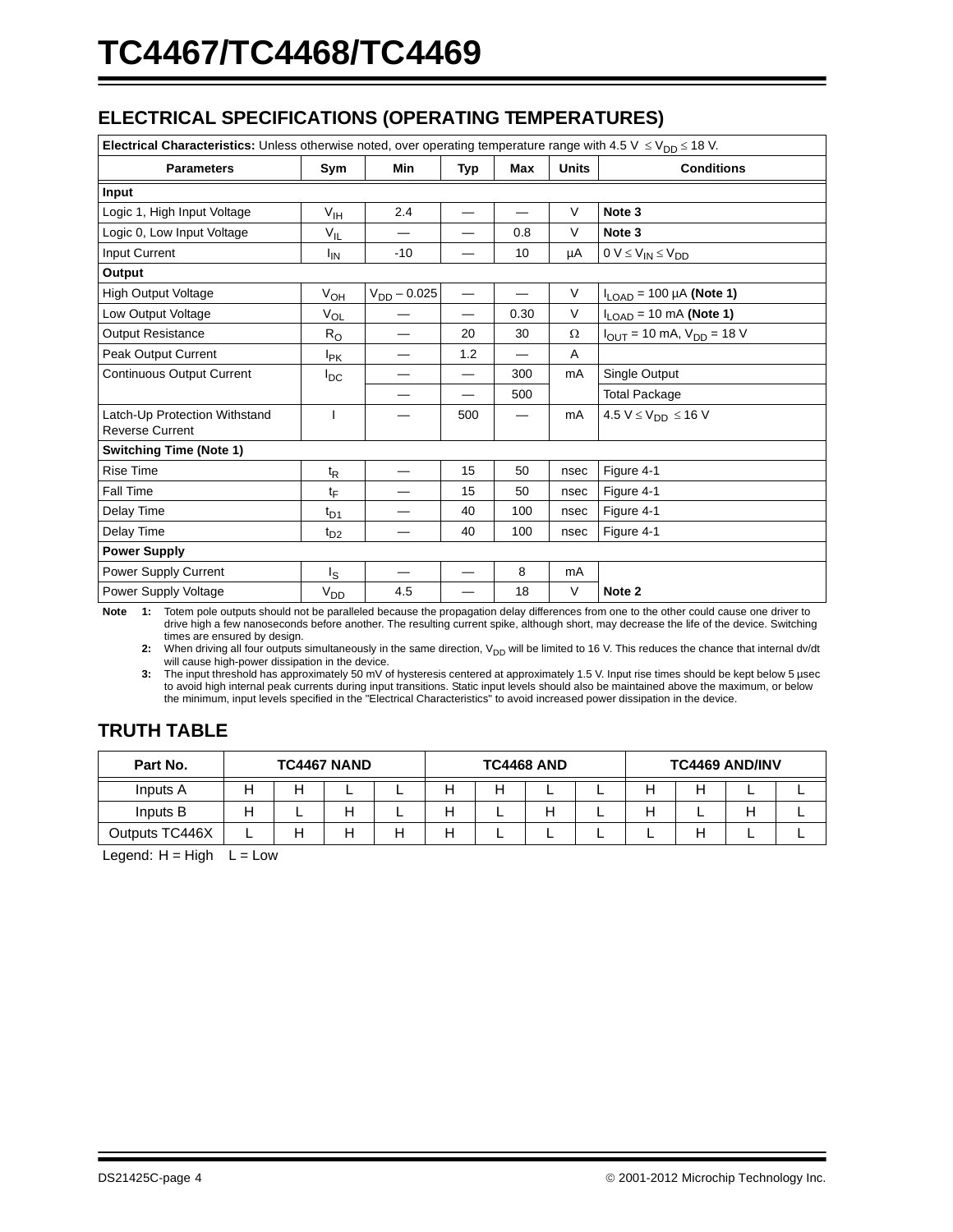## ELECTRICAL SPECIFICATIONS (OPERATING TEMPERATURES)

| **Electrical Characteristics:** Unless otherwise noted, over operating temperature range with 4.5 V $\leq V_{DD} \leq$ 18 V. | | | | | | |
|---|---|---|---|---|---|---|
| **Parameters** | **Sym** | **Min** | **Typ** | **Max** | **Units** | **Conditions** |
| **Input** | | | | | | |
| Logic 1, High Input Voltage | $V_{IH}$ | 2.4 | — | — | V | **Note 3** |
| Logic 0, Low Input Voltage | $V_{IL}$ | — | — | 0.8 | V | **Note 3** |
| Input Current | $I_{IN}$ | -10 | — | 10 | µA | 0 V $\leq V_{IN} \leq V_{DD}$ |
| **Output** | | | | | | |
| High Output Voltage | $V_{OH}$ | $V_{DD}$ – 0.025 | — | — | V | $I_{LOAD}$ = 100 µA **(Note 1)** |
| Low Output Voltage | $V_{OL}$ | — | — | 0.30 | V | $I_{LOAD}$ = 10 mA **(Note 1)** |
| Output Resistance | $R_O$ | — | 20 | 30 | Ω | $I_{OUT}$ = 10 mA, $V_{DD}$ = 18 V |
| Peak Output Current | $I_{PK}$ | — | 1.2 | — | A | |
| Continuous Output Current | $I_{DC}$ | — | — | 300 | mA | Single Output |
| | | — | — | 500 | | Total Package |
| Latch-Up Protection Withstand Reverse Current | I | — | 500 | — | mA | 4.5 V $\leq V_{DD} \leq$ 16 V |
| **Switching Time (Note 1)** | | | | | | |
| Rise Time | $t_R$ | — | 15 | 50 | nsec | Figure 4-1 |
| Fall Time | $t_F$ | — | 15 | 50 | nsec | Figure 4-1 |
| Delay Time | $t_{D1}$ | — | 40 | 100 | nsec | Figure 4-1 |
| Delay Time | $t_{D2}$ | — | 40 | 100 | nsec | Figure 4-1 |
| **Power Supply** | | | | | | |
| Power Supply Current | $I_S$ | — | — | 8 | mA | |
| Power Supply Voltage | $V_{DD}$ | 4.5 | — | 18 | V | **Note 2** |

**Note 1:** Totem pole outputs should not be paralleled because the propagation delay differences from one to the other could cause one driver to drive high a few nanoseconds before another. The resulting current spike, although short, may decrease the life of the device. Switching times are ensured by design.

**2:** When driving all four outputs simultaneously in the same direction, $V_{DD}$ will be limited to 16 V. This reduces the chance that internal dv/dt will cause high-power dissipation in the device.

**3:** The input threshold has approximately 50 mV of hysteresis centered at approximately 1.5 V. Input rise times should be kept below 5 µsec to avoid high internal peak currents during input transitions. Static input levels should also be maintained above the maximum, or below the minimum, input levels specified in the "Electrical Characteristics" to avoid increased power dissipation in the device.

## TRUTH TABLE

| Part No. | TC4467 NAND | | | | TC4468 AND | | | | TC4469 AND/INV | | | |
|---|---|---|---|---|---|---|---|---|---|---|---|---|
| Inputs A | H | H | L | L | H | H | L | L | H | H | L | L |
| Inputs B | H | L | H | L | H | L | H | L | H | L | H | L |
| Outputs TC446X | L | H | H | H | H | L | L | L | L | H | L | L |

Legend: H = High L = Low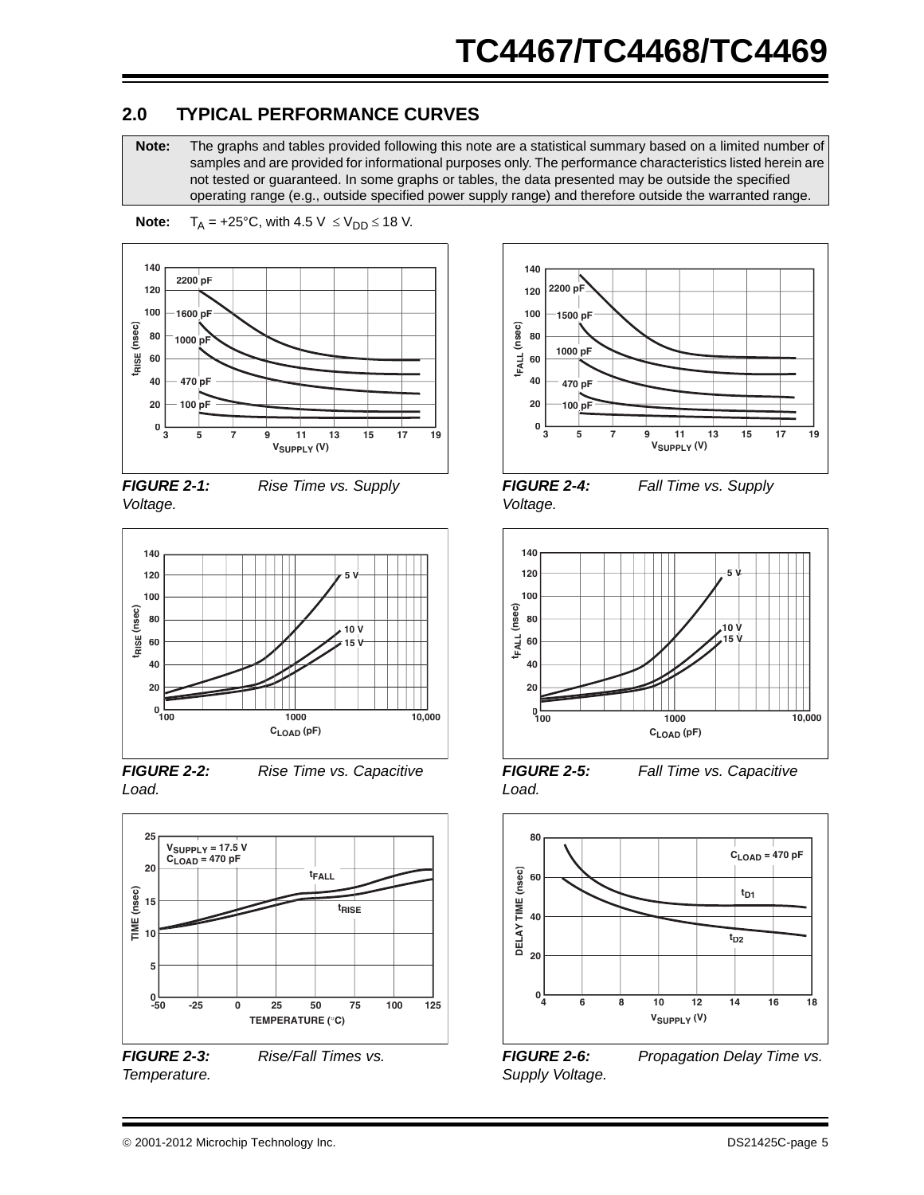## 2.0 TYPICAL PERFORMANCE CURVES

> **Note:** The graphs and tables provided following this note are a statistical summary based on a limited number of samples and are provided for informational purposes only. The performance characteristics listed herein are not tested or guaranteed. In some graphs or tables, the data presented may be outside the specified operating range (e.g., outside specified power supply range) and therefore outside the warranted range.

**Note:** $T_A$ = +25°C, with 4.5 V $\leq V_{DD} \leq$ 18 V.

***FIGURE 2-1:*** *Rise Time vs. Supply Voltage.*

***FIGURE 2-2:*** *Rise Time vs. Capacitive Load.*

***FIGURE 2-3:*** *Rise/Fall Times vs. Temperature.*

***FIGURE 2-4:*** *Fall Time vs. Supply Voltage.*

***FIGURE 2-5:*** *Fall Time vs. Capacitive Load.*

***FIGURE 2-6:*** *Propagation Delay Time vs. Supply Voltage.*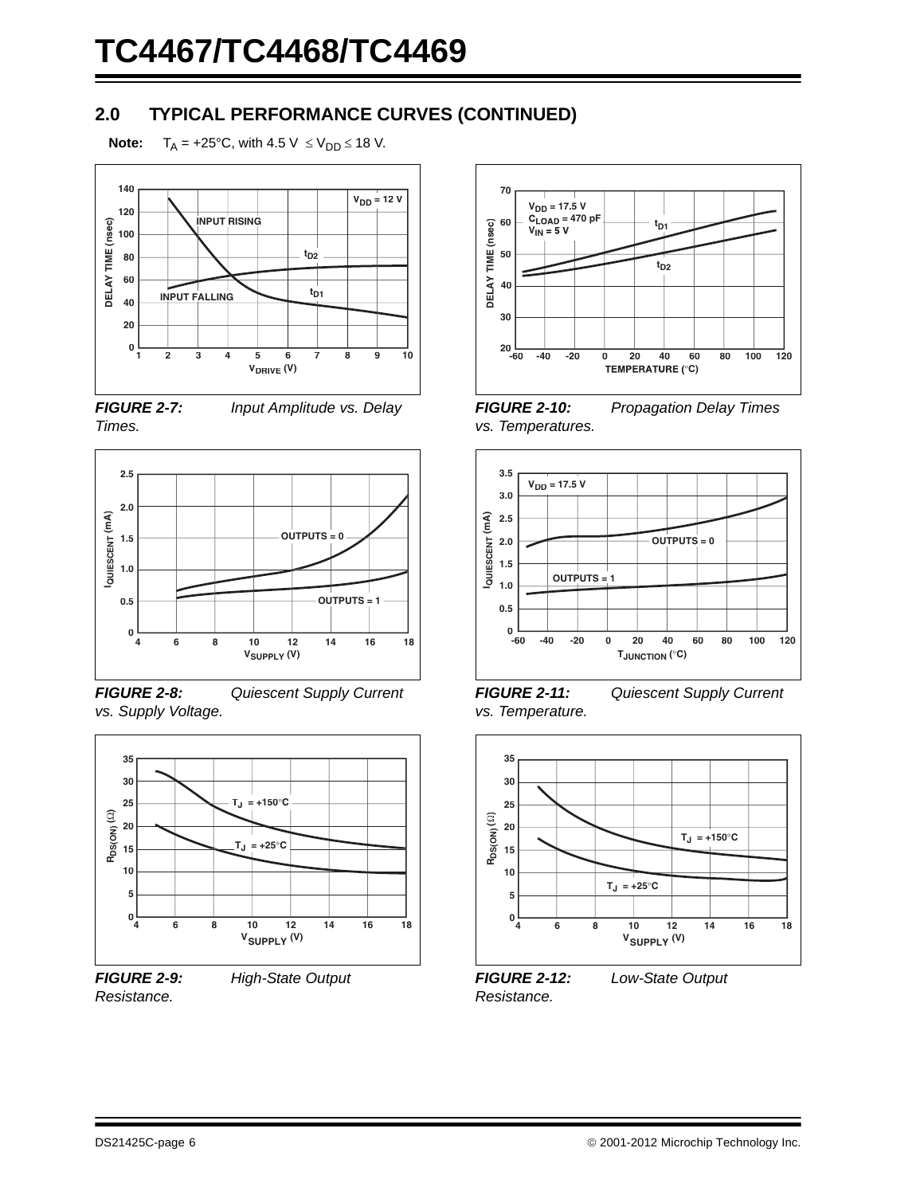## 2.0 TYPICAL PERFORMANCE CURVES (CONTINUED)

**Note:** $T_A$ = +25°C, with 4.5 V $\leq V_{DD} \leq$ 18 V.

***FIGURE 2-7:*** *Input Amplitude vs. Delay Times.*

***FIGURE 2-8:*** *Quiescent Supply Current vs. Supply Voltage.*

***FIGURE 2-9:*** *High-State Output Resistance.*

***FIGURE 2-10:*** *Propagation Delay Times vs. Temperatures.*

***FIGURE 2-11:*** *Quiescent Supply Current vs. Temperature.*

***FIGURE 2-12:*** *Low-State Output Resistance.*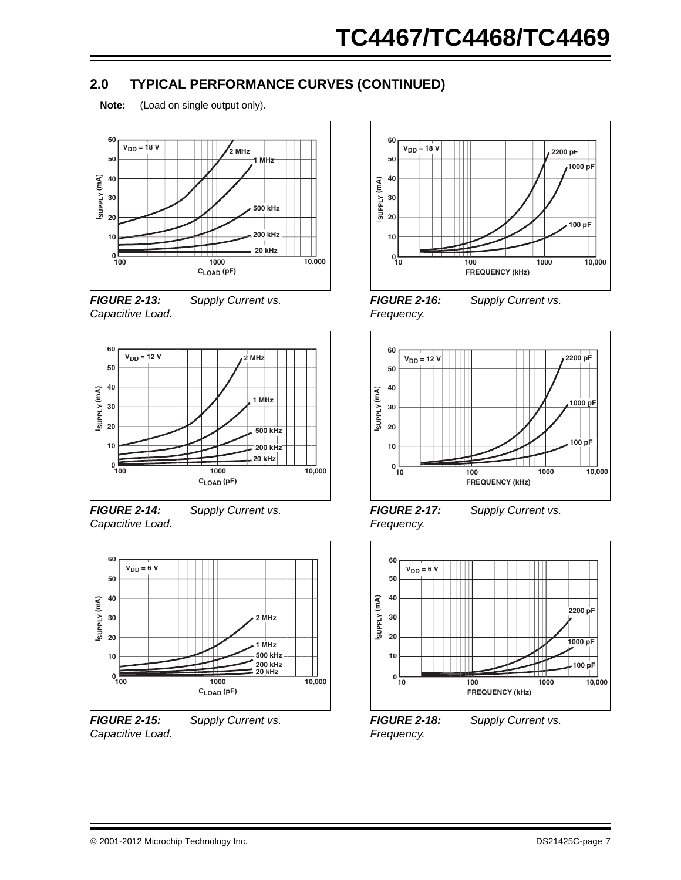## 2.0 TYPICAL PERFORMANCE CURVES (CONTINUED)

**Note:** (Load on single output only).

***FIGURE 2-13:*** *Supply Current vs. Capacitive Load.*

***FIGURE 2-14:*** *Supply Current vs. Capacitive Load.*

***FIGURE 2-15:*** *Supply Current vs. Capacitive Load.*

***FIGURE 2-16:*** *Supply Current vs. Frequency.*

***FIGURE 2-17:*** *Supply Current vs. Frequency.*

***FIGURE 2-18:*** *Supply Current vs. Frequency.*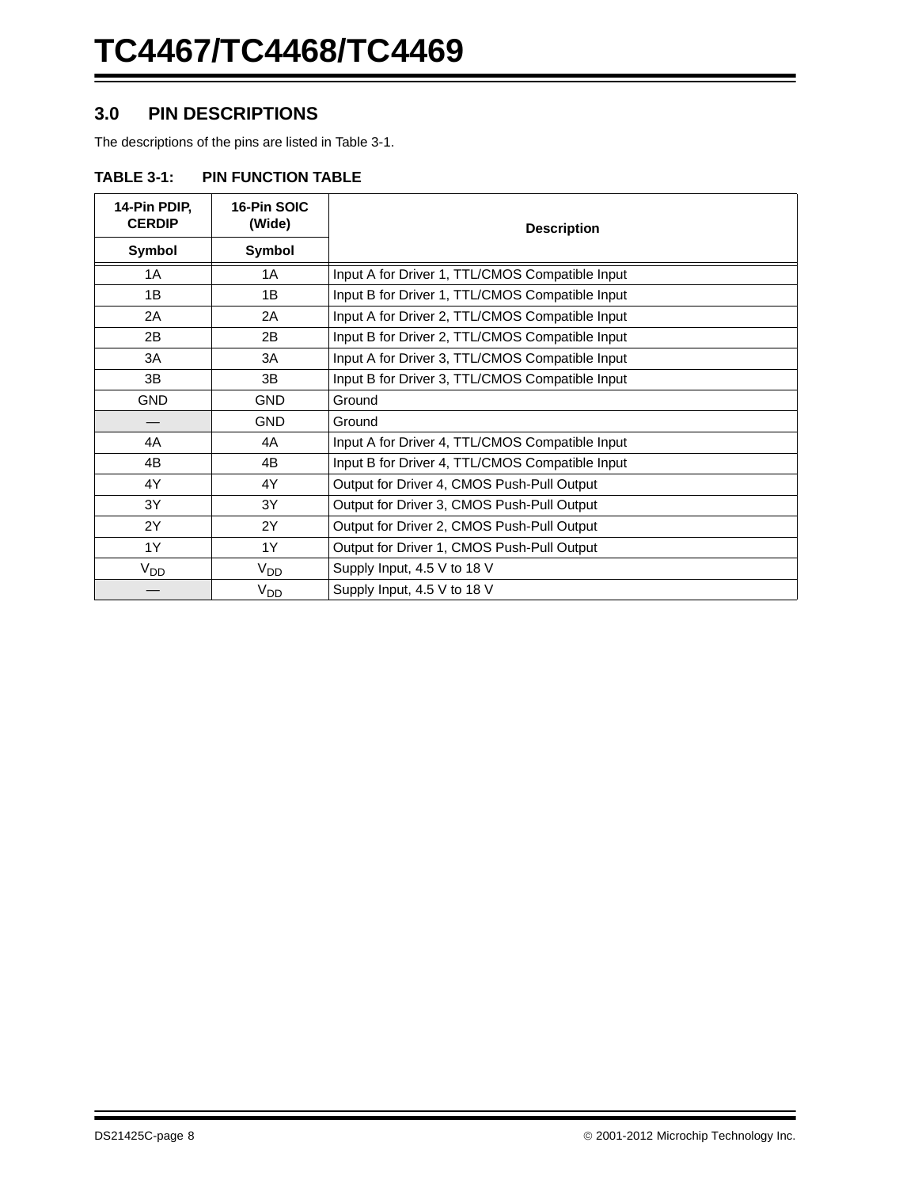## 3.0 PIN DESCRIPTIONS

The descriptions of the pins are listed in Table 3-1.

**TABLE 3-1: PIN FUNCTION TABLE**

| 14-Pin PDIP, CERDIP | 16-Pin SOIC (Wide) | Description |
|---|---|---|
| Symbol | Symbol | |
| 1A | 1A | Input A for Driver 1, TTL/CMOS Compatible Input |
| 1B | 1B | Input B for Driver 1, TTL/CMOS Compatible Input |
| 2A | 2A | Input A for Driver 2, TTL/CMOS Compatible Input |
| 2B | 2B | Input B for Driver 2, TTL/CMOS Compatible Input |
| 3A | 3A | Input A for Driver 3, TTL/CMOS Compatible Input |
| 3B | 3B | Input B for Driver 3, TTL/CMOS Compatible Input |
| GND | GND | Ground |
| — | GND | Ground |
| 4A | 4A | Input A for Driver 4, TTL/CMOS Compatible Input |
| 4B | 4B | Input B for Driver 4, TTL/CMOS Compatible Input |
| 4Y | 4Y | Output for Driver 4, CMOS Push-Pull Output |
| 3Y | 3Y | Output for Driver 3, CMOS Push-Pull Output |
| 2Y | 2Y | Output for Driver 2, CMOS Push-Pull Output |
| 1Y | 1Y | Output for Driver 1, CMOS Push-Pull Output |
| $V_{DD}$ | $V_{DD}$ | Supply Input, 4.5 V to 18 V |
| — | $V_{DD}$ | Supply Input, 4.5 V to 18 V |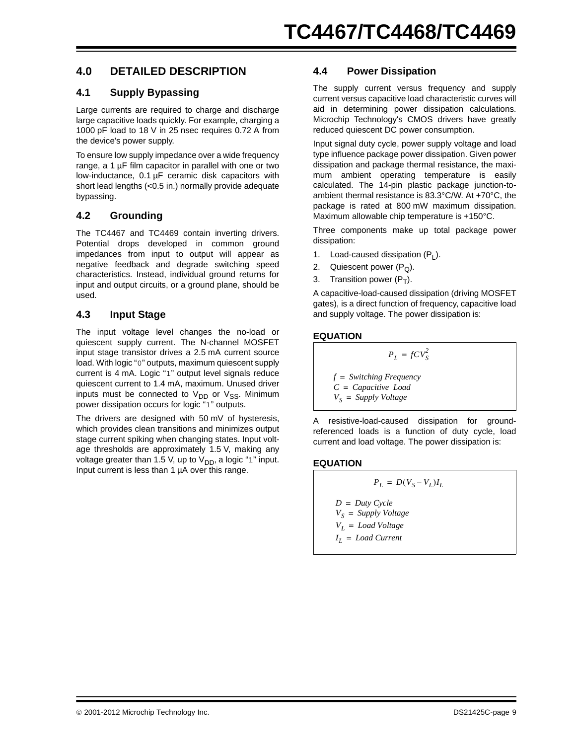## 4.0 DETAILED DESCRIPTION

### 4.1 Supply Bypassing

Large currents are required to charge and discharge large capacitive loads quickly. For example, charging a 1000 pF load to 18 V in 25 nsec requires 0.72 A from the device's power supply.

To ensure low supply impedance over a wide frequency range, a 1 µF film capacitor in parallel with one or two low-inductance, 0.1 µF ceramic disk capacitors with short lead lengths (<0.5 in.) normally provide adequate bypassing.

### 4.2 Grounding

The TC4467 and TC4469 contain inverting drivers. Potential drops developed in common ground impedances from input to output will appear as negative feedback and degrade switching speed characteristics. Instead, individual ground returns for input and output circuits, or a ground plane, should be used.

### 4.3 Input Stage

The input voltage level changes the no-load or quiescent supply current. The N-channel MOSFET input stage transistor drives a 2.5 mA current source load. With logic "0" outputs, maximum quiescent supply current is 4 mA. Logic "1" output level signals reduce quiescent current to 1.4 mA, maximum. Unused driver inputs must be connected to $V_{DD}$ or $V_{SS}$. Minimum power dissipation occurs for logic "1" outputs.

The drivers are designed with 50 mV of hysteresis, which provides clean transitions and minimizes output stage current spiking when changing states. Input voltage thresholds are approximately 1.5 V, making any voltage greater than 1.5 V, up to $V_{DD}$, a logic "1" input. Input current is less than 1 µA over this range.

### 4.4 Power Dissipation

The supply current versus frequency and supply current versus capacitive load characteristic curves will aid in determining power dissipation calculations. Microchip Technology's CMOS drivers have greatly reduced quiescent DC power consumption.

Input signal duty cycle, power supply voltage and load type influence package power dissipation. Given power dissipation and package thermal resistance, the maximum ambient operating temperature is easily calculated. The 14-pin plastic package junction-to-ambient thermal resistance is 83.3°C/W. At +70°C, the package is rated at 800 mW maximum dissipation. Maximum allowable chip temperature is +150°C.

Three components make up total package power dissipation:

1. Load-caused dissipation ($P_L$).
2. Quiescent power ($P_Q$).
3. Transition power ($P_T$).

A capacitive-load-caused dissipation (driving MOSFET gates), is a direct function of frequency, capacitive load and supply voltage. The power dissipation is:

**EQUATION**

$$P_L = fCV_S^2$$

$f$ = Switching Frequency
$C$ = Capacitive Load
$V_S$ = Supply Voltage

A resistive-load-caused dissipation for ground-referenced loads is a function of duty cycle, load current and load voltage. The power dissipation is:

**EQUATION**

$$P_L = D(V_S - V_L)I_L$$

$D$ = Duty Cycle
$V_S$ = Supply Voltage
$V_L$ = Load Voltage
$I_L$ = Load Current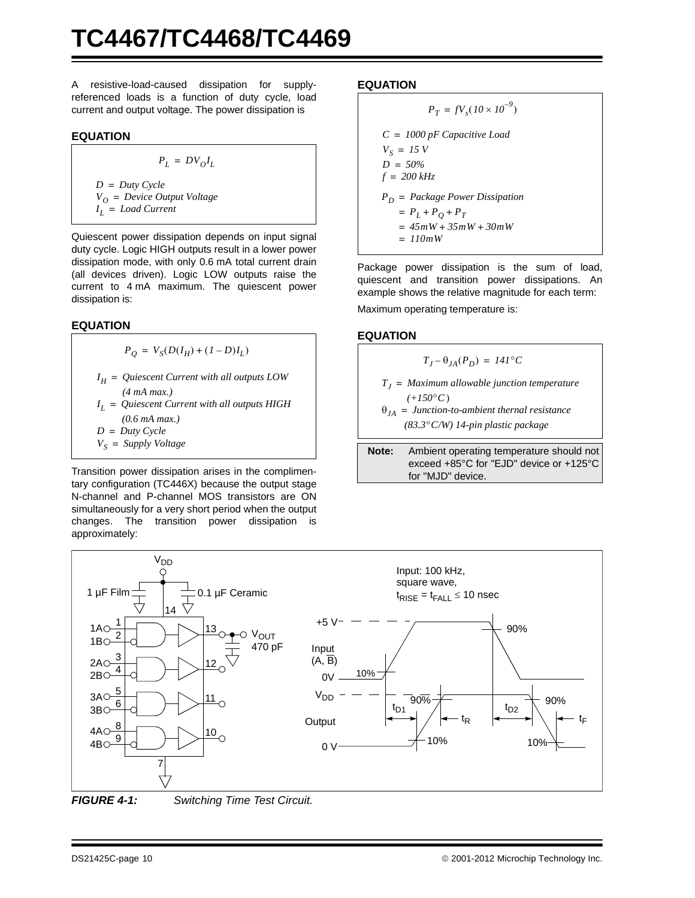A resistive-load-caused dissipation for supply-referenced loads is a function of duty cycle, load current and output voltage. The power dissipation is

**EQUATION**

$$P_L = DV_OI_L$$

$D$ = *Duty Cycle*
$V_O$ = *Device Output Voltage*
$I_L$ = *Load Current*

Quiescent power dissipation depends on input signal duty cycle. Logic HIGH outputs result in a lower power dissipation mode, with only 0.6 mA total current drain (all devices driven). Logic LOW outputs raise the current to 4 mA maximum. The quiescent power dissipation is:

**EQUATION**

$$P_Q = V_S(D(I_H) + (1 - D)I_L)$$

$I_H$ = *Quiescent Current with all outputs LOW (4 mA max.)*
$I_L$ = *Quiescent Current with all outputs HIGH (0.6 mA max.)*
$D$ = *Duty Cycle*
$V_S$ = *Supply Voltage*

Transition power dissipation arises in the complimentary configuration (TC446X) because the output stage N-channel and P-channel MOS transistors are ON simultaneously for a very short period when the output changes. The transition power dissipation is approximately:

**EQUATION**

$$P_T = fV_s(10 \times 10^{-9})$$

$C$ = *1000 pF Capacitive Load*
$V_S$ = *15 V*
$D$ = *50%*
$f$ = *200 kHz*

$$P_D = \text{Package Power Dissipation} = P_L + P_Q + P_T = 45mW + 35mW + 30mW = 110mW$$

Package power dissipation is the sum of load, quiescent and transition power dissipations. An example shows the relative magnitude for each term:

Maximum operating temperature is:

**EQUATION**

$$T_J - \theta_{JA}(P_D) = 141°C$$

$T_J$ = *Maximum allowable junction temperature (+150°C)*
$\theta_{JA}$ = *Junction-to-ambient thernal resistance (83.3°C/W) 14-pin plastic package*

**Note:** Ambient operating temperature should not exceed +85°C for "EJD" device or +125°C for "MJD" device.

***FIGURE 4-1:*** *Switching Time Test Circuit.*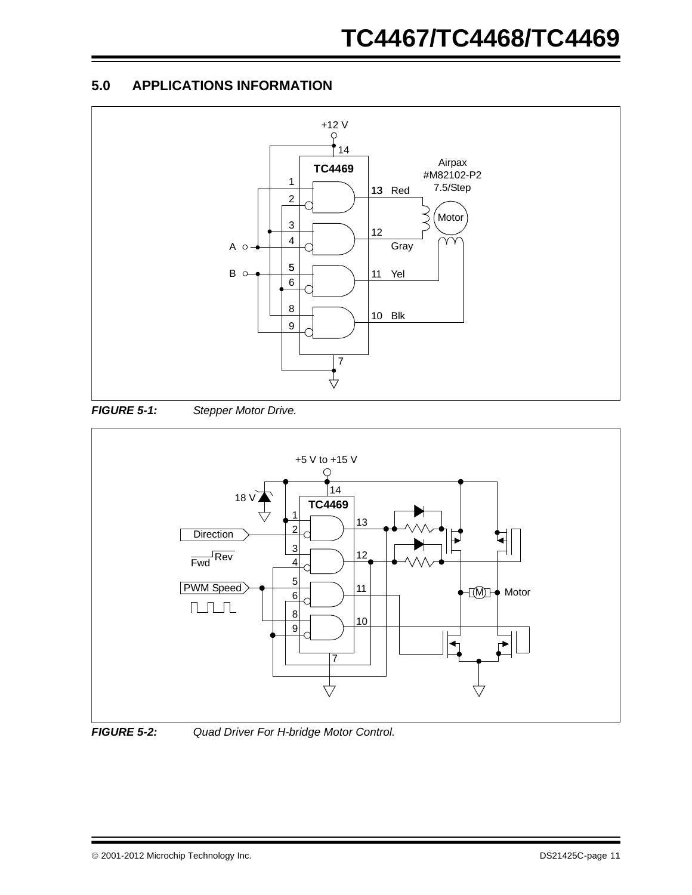## 5.0 APPLICATIONS INFORMATION

***FIGURE 5-1:*** *Stepper Motor Drive.*

***FIGURE 5-2:*** *Quad Driver For H-bridge Motor Control.*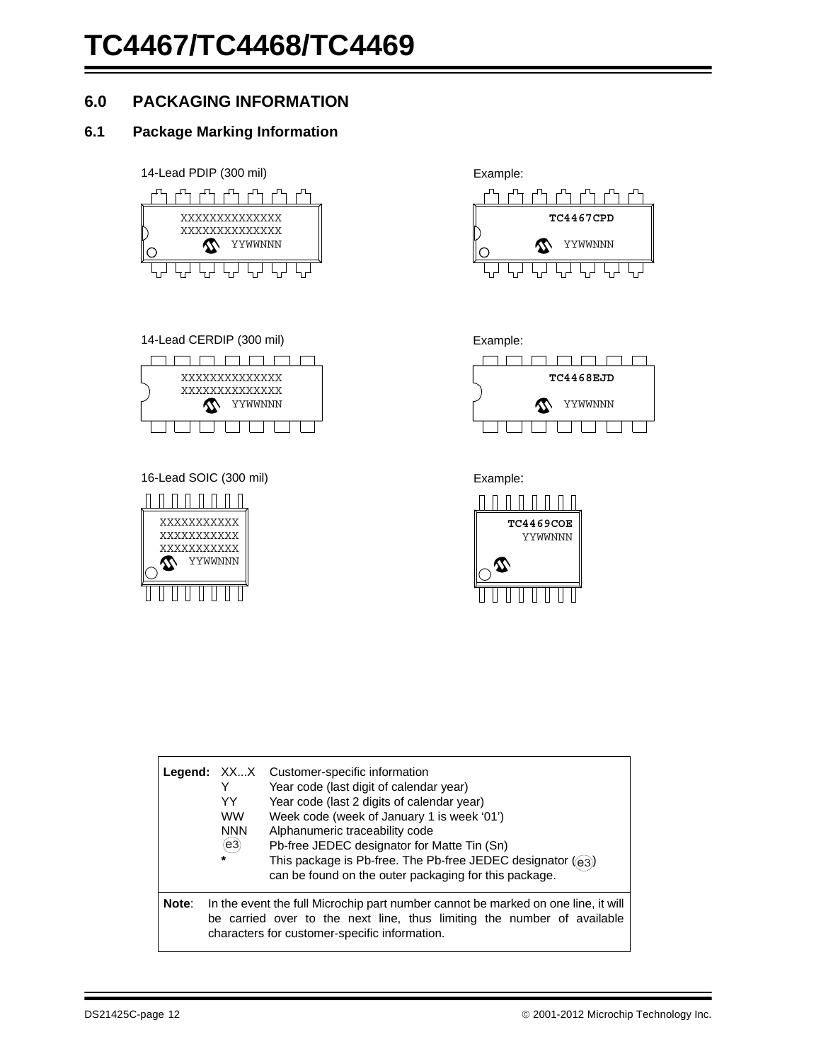## 6.0 PACKAGING INFORMATION

### 6.1 Package Marking Information

14-Lead PDIP (300 mil)

```
XXXXXXXXXXXXXX
XXXXXXXXXXXXXX
        YYWWNNN
```

Example:

```
TC4467CPD
        YYWWNNN
```

14-Lead CERDIP (300 mil)

```
XXXXXXXXXXXXXX
XXXXXXXXXXXXXX
        YYWWNNN
```

Example:

```
TC4468EJD
        YYWWNNN
```

16-Lead SOIC (300 mil)

```
XXXXXXXXXXX
XXXXXXXXXXX
XXXXXXXXXXX
    YYWWNNN
```

Example:

```
TC4469COE
  YYWWNNN
```

| **Legend:** | XX...X | Customer-specific information |
|---|---|---|
| | Y | Year code (last digit of calendar year) |
| | YY | Year code (last 2 digits of calendar year) |
| | WW | Week code (week of January 1 is week '01') |
| | NNN | Alphanumeric traceability code |
| | (e3) | Pb-free JEDEC designator for Matte Tin (Sn) |
| | * | This package is Pb-free. The Pb-free JEDEC designator ((e3)) can be found on the outer packaging for this package. |

**Note**: In the event the full Microchip part number cannot be marked on one line, it will be carried over to the next line, thus limiting the number of available characters for customer-specific information.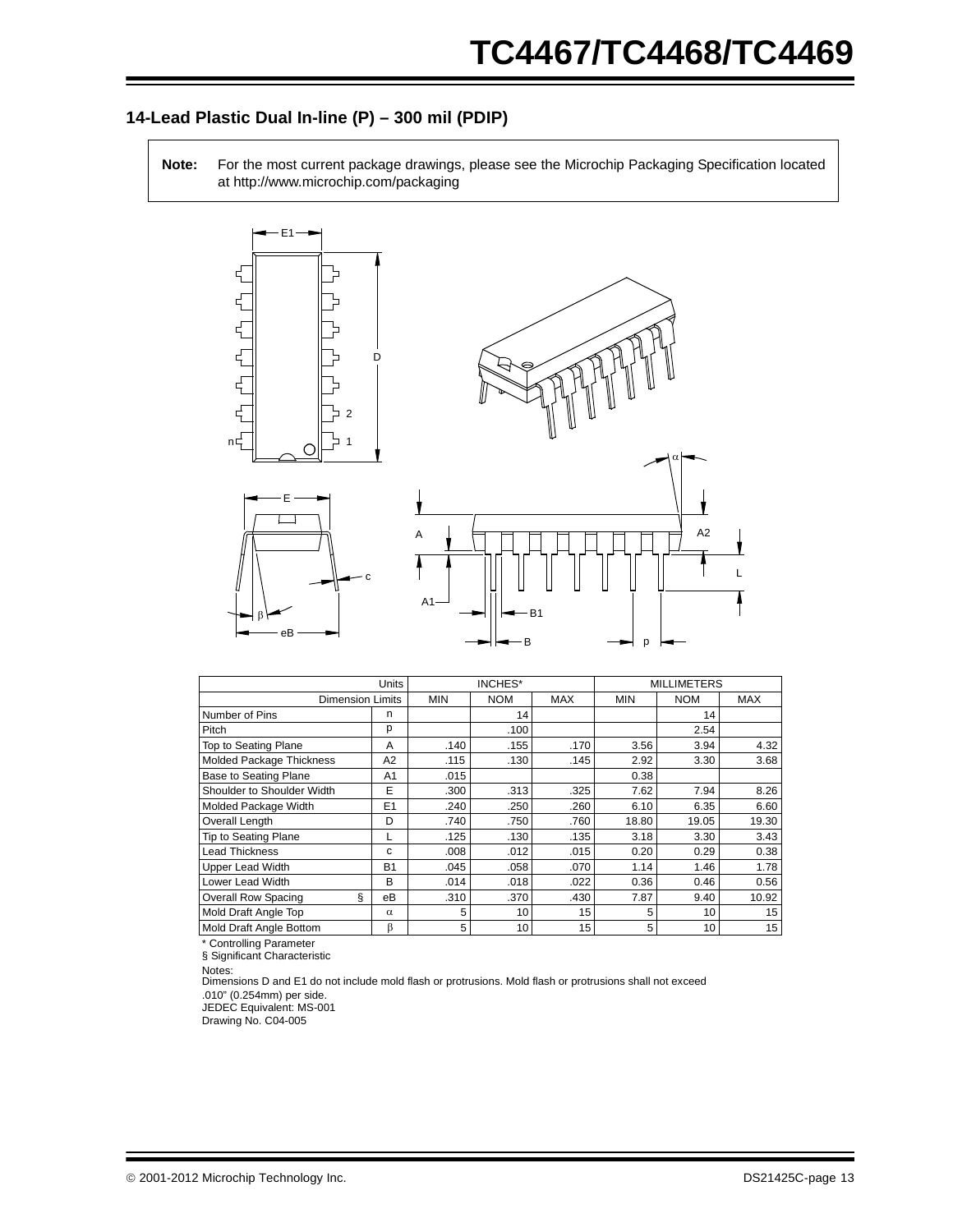## 14-Lead Plastic Dual In-line (P) – 300 mil (PDIP)

**Note:** For the most current package drawings, please see the Microchip Packaging Specification located at http://www.microchip.com/packaging

| Units | | INCHES* | | | MILLIMETERS | | |
|---|---|---|---|---|---|---|---|
| Dimension Limits | | MIN | NOM | MAX | MIN | NOM | MAX |
| Number of Pins | n | | 14 | | | 14 | |
| Pitch | p | | .100 | | | 2.54 | |
| Top to Seating Plane | A | .140 | .155 | .170 | 3.56 | 3.94 | 4.32 |
| Molded Package Thickness | A2 | .115 | .130 | .145 | 2.92 | 3.30 | 3.68 |
| Base to Seating Plane | A1 | .015 | | | 0.38 | | |
| Shoulder to Shoulder Width | E | .300 | .313 | .325 | 7.62 | 7.94 | 8.26 |
| Molded Package Width | E1 | .240 | .250 | .260 | 6.10 | 6.35 | 6.60 |
| Overall Length | D | .740 | .750 | .760 | 18.80 | 19.05 | 19.30 |
| Tip to Seating Plane | L | .125 | .130 | .135 | 3.18 | 3.30 | 3.43 |
| Lead Thickness | c | .008 | .012 | .015 | 0.20 | 0.29 | 0.38 |
| Upper Lead Width | B1 | .045 | .058 | .070 | 1.14 | 1.46 | 1.78 |
| Lower Lead Width | B | .014 | .018 | .022 | 0.36 | 0.46 | 0.56 |
| Overall Row Spacing § | eB | .310 | .370 | .430 | 7.87 | 9.40 | 10.92 |
| Mold Draft Angle Top | α | 5 | 10 | 15 | 5 | 10 | 15 |
| Mold Draft Angle Bottom | β | 5 | 10 | 15 | 5 | 10 | 15 |

\* Controlling Parameter

§ Significant Characteristic

Notes:

Dimensions D and E1 do not include mold flash or protrusions. Mold flash or protrusions shall not exceed .010" (0.254mm) per side.

JEDEC Equivalent: MS-001

Drawing No. C04-005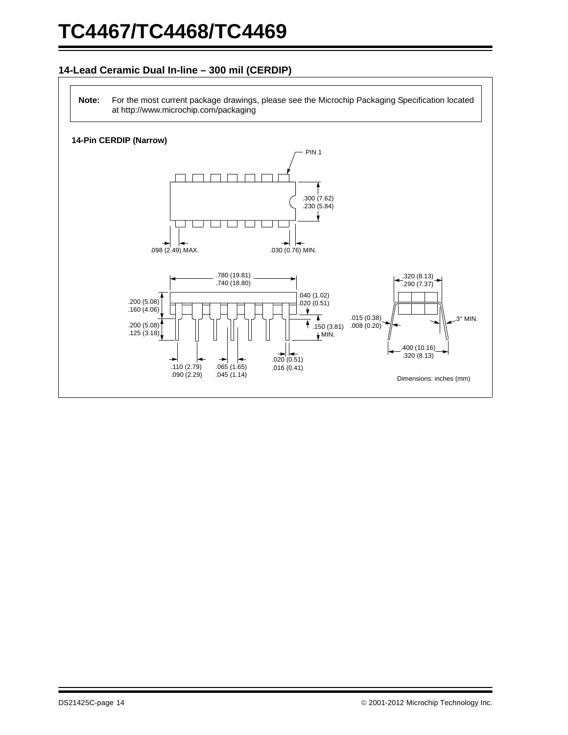## 14-Lead Ceramic Dual In-line – 300 mil (CERDIP)

**Note:** For the most current package drawings, please see the Microchip Packaging Specification located at http://www.microchip.com/packaging

**14-Pin CERDIP (Narrow)**

PIN 1

.300 (7.62)
.230 (5.84)

.098 (2.49) MAX.

.030 (0.76) MIN.

.780 (19.81)
.740 (18.80)

.200 (5.08)
.160 (4.06)

.040 (1.02)
.020 (0.51)

.200 (5.08)
.125 (3.18)

.150 (3.81) MIN.

.110 (2.79)
.090 (2.29)

.065 (1.65)
.045 (1.14)

.020 (0.51)
.016 (0.41)

.320 (8.13)
.290 (7.37)

.015 (0.38)
.008 (0.20)

3° MIN.

.400 (10.16)
.320 (8.13)

Dimensions: inches (mm)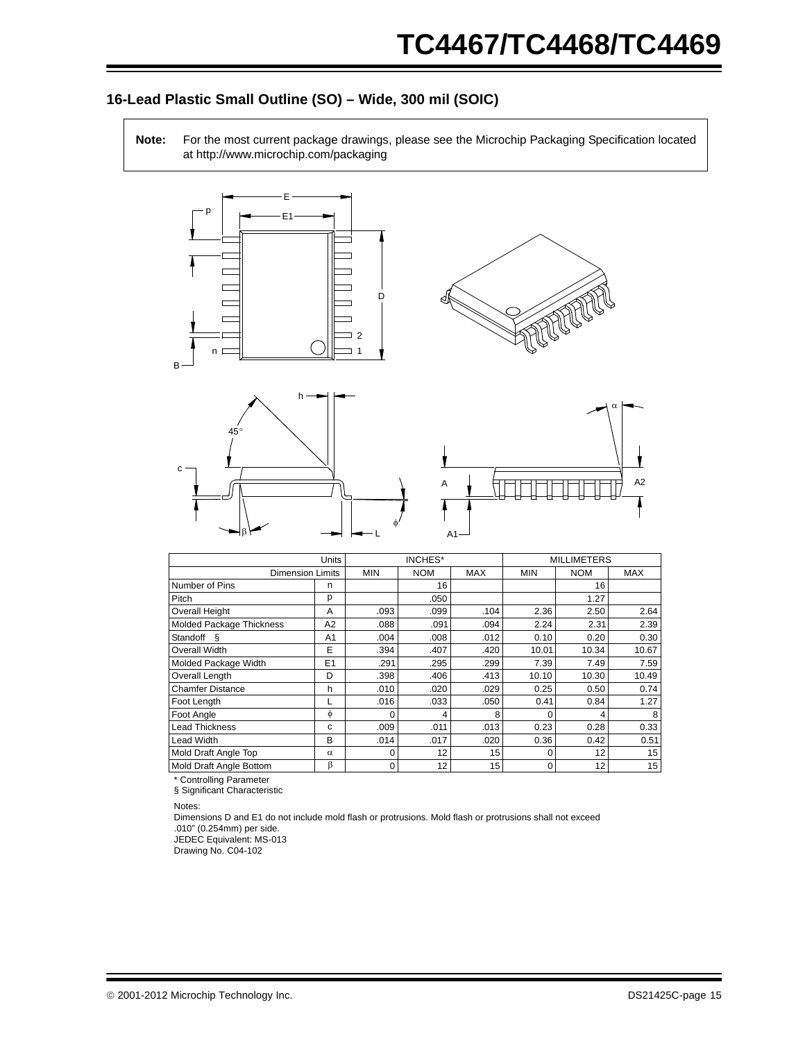## 16-Lead Plastic Small Outline (SO) – Wide, 300 mil (SOIC)

**Note:** For the most current package drawings, please see the Microchip Packaging Specification located at http://www.microchip.com/packaging

| Units | | INCHES* | | | MILLIMETERS | | |
|---|---|---|---|---|---|---|---|
| Dimension Limits | | MIN | NOM | MAX | MIN | NOM | MAX |
| Number of Pins | n | | 16 | | | 16 | |
| Pitch | p | | .050 | | | 1.27 | |
| Overall Height | A | .093 | .099 | .104 | 2.36 | 2.50 | 2.64 |
| Molded Package Thickness | A2 | .088 | .091 | .094 | 2.24 | 2.31 | 2.39 |
| Standoff § | A1 | .004 | .008 | .012 | 0.10 | 0.20 | 0.30 |
| Overall Width | E | .394 | .407 | .420 | 10.01 | 10.34 | 10.67 |
| Molded Package Width | E1 | .291 | .295 | .299 | 7.39 | 7.49 | 7.59 |
| Overall Length | D | .398 | .406 | .413 | 10.10 | 10.30 | 10.49 |
| Chamfer Distance | h | .010 | .020 | .029 | 0.25 | 0.50 | 0.74 |
| Foot Length | L | .016 | .033 | .050 | 0.41 | 0.84 | 1.27 |
| Foot Angle | $\phi$ | 0 | 4 | 8 | 0 | 4 | 8 |
| Lead Thickness | c | .009 | .011 | .013 | 0.23 | 0.28 | 0.33 |
| Lead Width | B | .014 | .017 | .020 | 0.36 | 0.42 | 0.51 |
| Mold Draft Angle Top | $\alpha$ | 0 | 12 | 15 | 0 | 12 | 15 |
| Mold Draft Angle Bottom | $\beta$ | 0 | 12 | 15 | 0 | 12 | 15 |

\* Controlling Parameter
§ Significant Characteristic

Notes:
Dimensions D and E1 do not include mold flash or protrusions. Mold flash or protrusions shall not exceed .010" (0.254mm) per side.
JEDEC Equivalent: MS-013
Drawing No. C04-102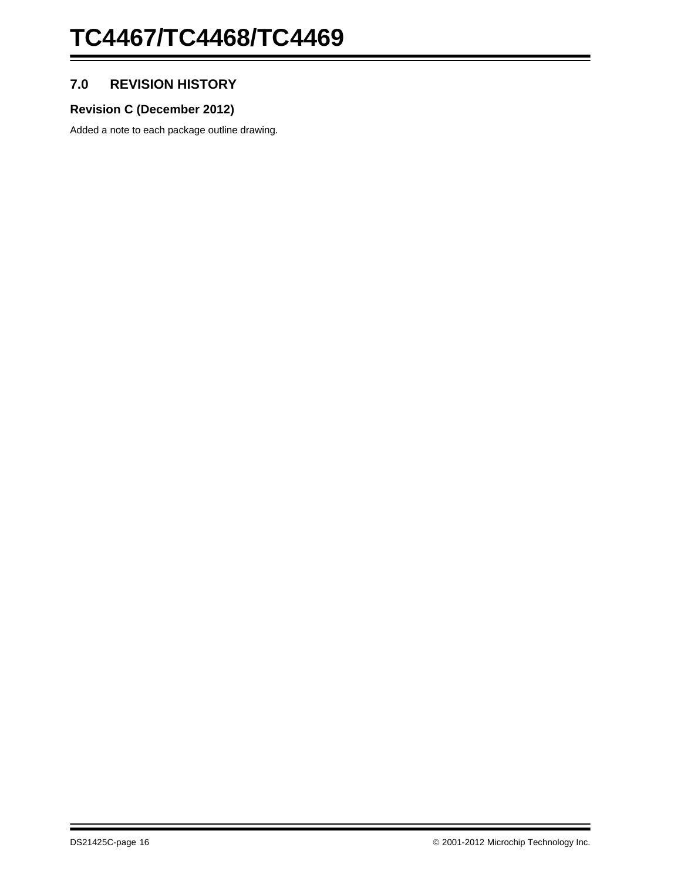## 7.0 REVISION HISTORY

### Revision C (December 2012)

Added a note to each package outline drawing.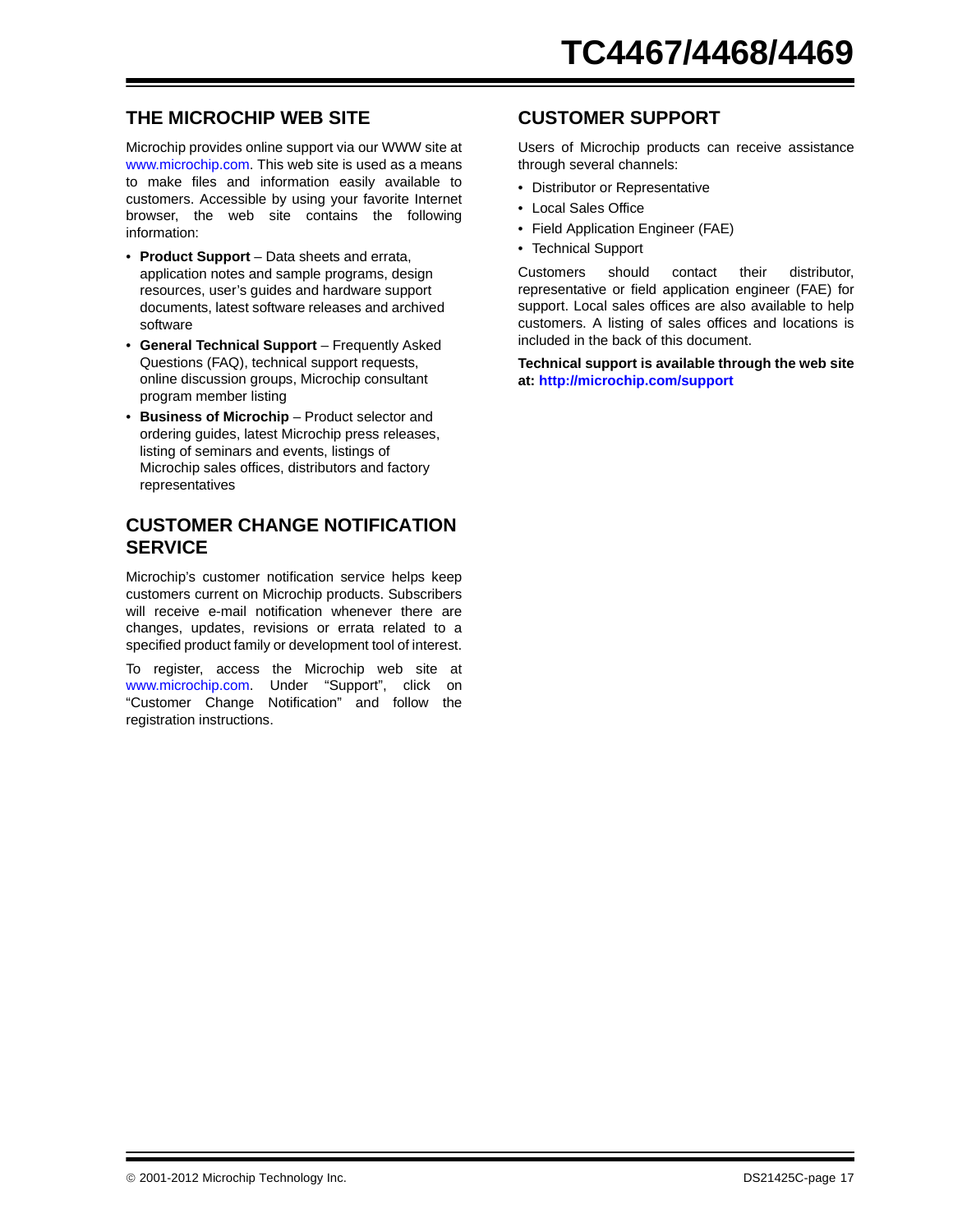## THE MICROCHIP WEB SITE

Microchip provides online support via our WWW site at www.microchip.com. This web site is used as a means to make files and information easily available to customers. Accessible by using your favorite Internet browser, the web site contains the following information:

- **Product Support** – Data sheets and errata, application notes and sample programs, design resources, user's guides and hardware support documents, latest software releases and archived software
- **General Technical Support** – Frequently Asked Questions (FAQ), technical support requests, online discussion groups, Microchip consultant program member listing
- **Business of Microchip** – Product selector and ordering guides, latest Microchip press releases, listing of seminars and events, listings of Microchip sales offices, distributors and factory representatives

## CUSTOMER CHANGE NOTIFICATION SERVICE

Microchip's customer notification service helps keep customers current on Microchip products. Subscribers will receive e-mail notification whenever there are changes, updates, revisions or errata related to a specified product family or development tool of interest.

To register, access the Microchip web site at www.microchip.com. Under "Support", click on "Customer Change Notification" and follow the registration instructions.

## CUSTOMER SUPPORT

Users of Microchip products can receive assistance through several channels:

- Distributor or Representative
- Local Sales Office
- Field Application Engineer (FAE)
- Technical Support

Customers should contact their distributor, representative or field application engineer (FAE) for support. Local sales offices are also available to help customers. A listing of sales offices and locations is included in the back of this document.

**Technical support is available through the web site at: http://microchip.com/support**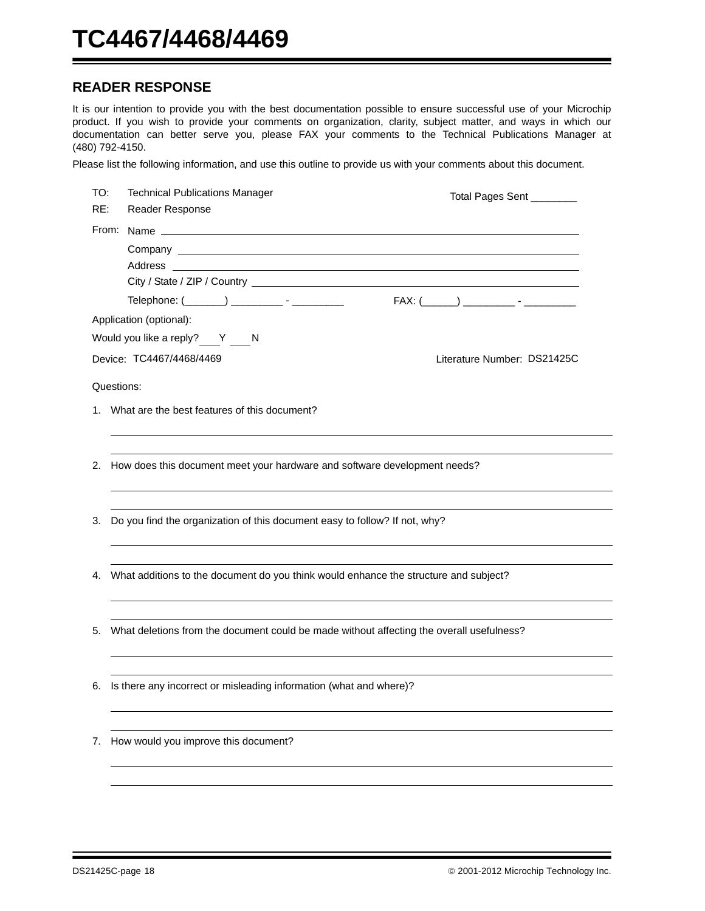## READER RESPONSE

It is our intention to provide you with the best documentation possible to ensure successful use of your Microchip product. If you wish to provide your comments on organization, clarity, subject matter, and ways in which our documentation can better serve you, please FAX your comments to the Technical Publications Manager at (480) 792-4150.

Please list the following information, and use this outline to provide us with your comments about this document.

TO: Technical Publications Manager

RE: Reader Response

Total Pages Sent ________

From: Name ____________________

Company ____________________

Address ____________________

City / State / ZIP / Country ____________________

Telephone: (_______) _________ - _________

FAX: (______) _________ - _________

Application (optional):

Would you like a reply? ___Y ___N

Device: TC4467/4468/4469

Literature Number: DS21425C

Questions:

1. What are the best features of this document?

2. How does this document meet your hardware and software development needs?

3. Do you find the organization of this document easy to follow? If not, why?

4. What additions to the document do you think would enhance the structure and subject?

5. What deletions from the document could be made without affecting the overall usefulness?

6. Is there any incorrect or misleading information (what and where)?

7. How would you improve this document?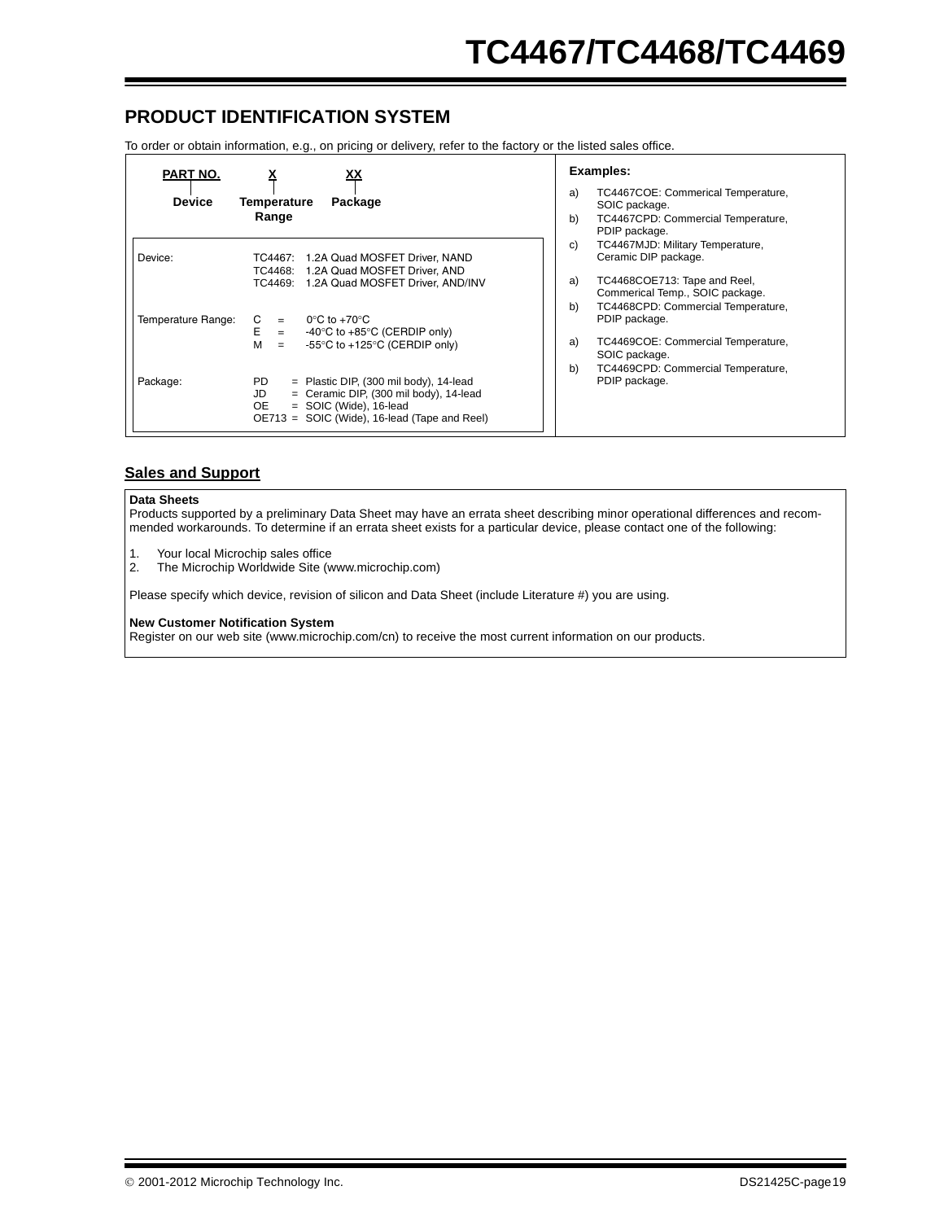## PRODUCT IDENTIFICATION SYSTEM

To order or obtain information, e.g., on pricing or delivery, refer to the factory or the listed sales office.

| PART NO. | X | XX |
|---|---|---|
| Device | Temperature Range | Package |

Device:

- TC4467: 1.2A Quad MOSFET Driver, NAND
- TC4468: 1.2A Quad MOSFET Driver, AND
- TC4469: 1.2A Quad MOSFET Driver, AND/INV

Temperature Range:

- C = 0°C to +70°C
- E = -40°C to +85°C (CERDIP only)
- M = -55°C to +125°C (CERDIP only)

Package:

- PD = Plastic DIP, (300 mil body), 14-lead
- JD = Ceramic DIP, (300 mil body), 14-lead
- OE = SOIC (Wide), 16-lead
- OE713 = SOIC (Wide), 16-lead (Tape and Reel)

**Examples:**

a) TC4467COE: Commerical Temperature, SOIC package.
b) TC4467CPD: Commercial Temperature, PDIP package.
c) TC4467MJD: Military Temperature, Ceramic DIP package.

a) TC4468COE713: Tape and Reel, Commerical Temp., SOIC package.
b) TC4468CPD: Commercial Temperature, PDIP package.

a) TC4469COE: Commercial Temperature, SOIC package.
b) TC4469CPD: Commercial Temperature, PDIP package.

## Sales and Support

**Data Sheets**
Products supported by a preliminary Data Sheet may have an errata sheet describing minor operational differences and recommended workarounds. To determine if an errata sheet exists for a particular device, please contact one of the following:

1. Your local Microchip sales office
2. The Microchip Worldwide Site (www.microchip.com)

Please specify which device, revision of silicon and Data Sheet (include Literature #) you are using.

**New Customer Notification System**
Register on our web site (www.microchip.com/cn) to receive the most current information on our products.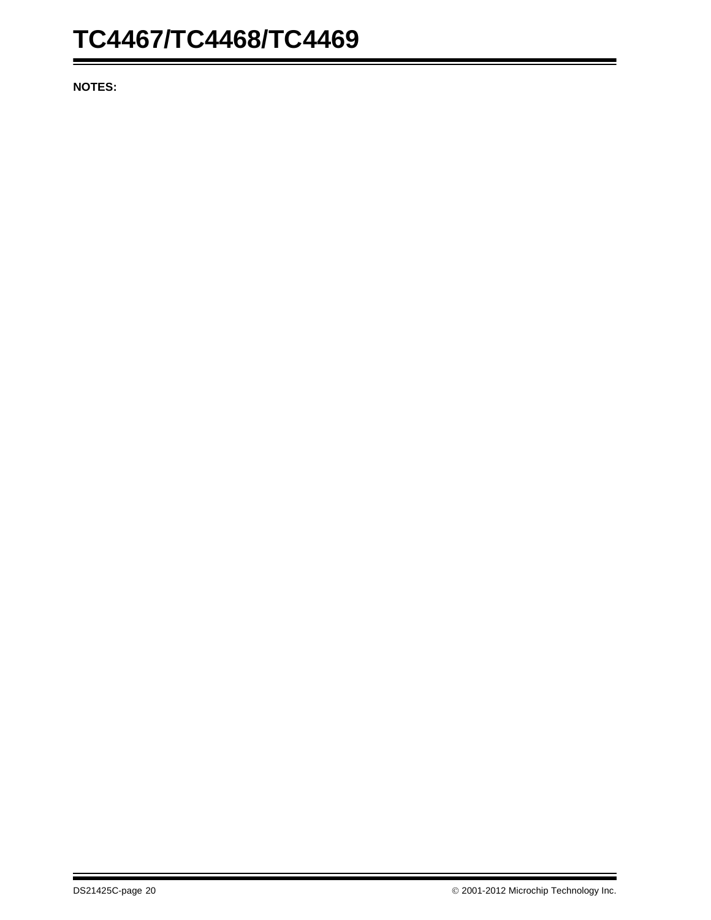**NOTES:**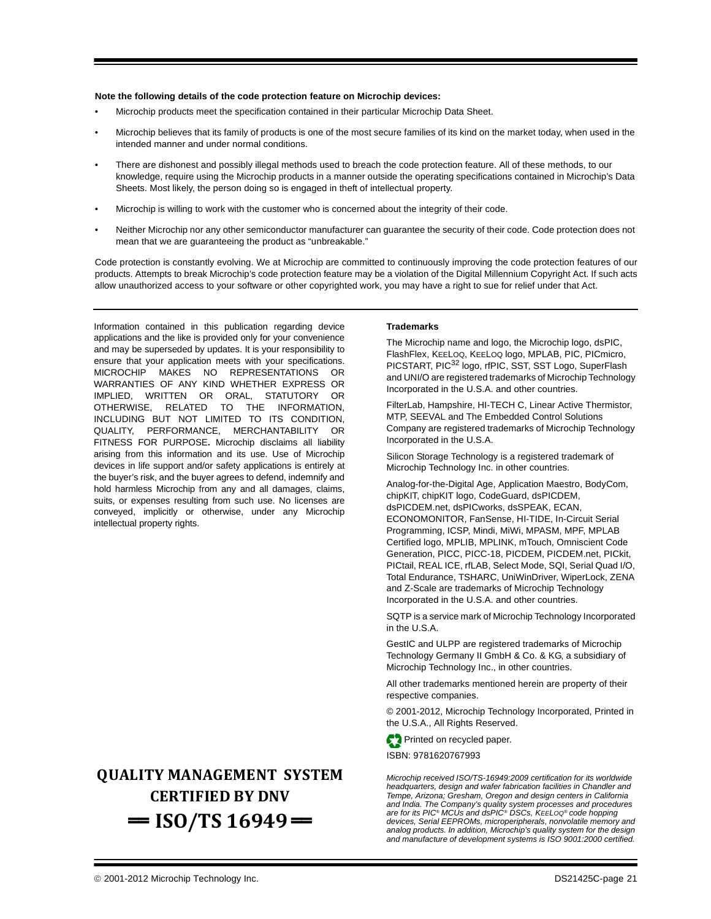**Note the following details of the code protection feature on Microchip devices:**

- Microchip products meet the specification contained in their particular Microchip Data Sheet.
- Microchip believes that its family of products is one of the most secure families of its kind on the market today, when used in the intended manner and under normal conditions.
- There are dishonest and possibly illegal methods used to breach the code protection feature. All of these methods, to our knowledge, require using the Microchip products in a manner outside the operating specifications contained in Microchip's Data Sheets. Most likely, the person doing so is engaged in theft of intellectual property.
- Microchip is willing to work with the customer who is concerned about the integrity of their code.
- Neither Microchip nor any other semiconductor manufacturer can guarantee the security of their code. Code protection does not mean that we are guaranteeing the product as "unbreakable."

Code protection is constantly evolving. We at Microchip are committed to continuously improving the code protection features of our products. Attempts to break Microchip's code protection feature may be a violation of the Digital Millennium Copyright Act. If such acts allow unauthorized access to your software or other copyrighted work, you may have a right to sue for relief under that Act.

---

Information contained in this publication regarding device applications and the like is provided only for your convenience and may be superseded by updates. It is your responsibility to ensure that your application meets with your specifications. MICROCHIP MAKES NO REPRESENTATIONS OR WARRANTIES OF ANY KIND WHETHER EXPRESS OR IMPLIED, WRITTEN OR ORAL, STATUTORY OR OTHERWISE, RELATED TO THE INFORMATION, INCLUDING BUT NOT LIMITED TO ITS CONDITION, QUALITY, PERFORMANCE, MERCHANTABILITY OR FITNESS FOR PURPOSE**.** Microchip disclaims all liability arising from this information and its use. Use of Microchip devices in life support and/or safety applications is entirely at the buyer's risk, and the buyer agrees to defend, indemnify and hold harmless Microchip from any and all damages, claims, suits, or expenses resulting from such use. No licenses are conveyed, implicitly or otherwise, under any Microchip intellectual property rights.

**QUALITY MANAGEMENT SYSTEM CERTIFIED BY DNV**

**== ISO/TS 16949 ==**

**Trademarks**

The Microchip name and logo, the Microchip logo, dsPIC, FlashFlex, KEELOQ, KEELOQ logo, MPLAB, PIC, PICmicro, PICSTART, PIC[32] logo, rfPIC, SST, SST Logo, SuperFlash and UNI/O are registered trademarks of Microchip Technology Incorporated in the U.S.A. and other countries.

FilterLab, Hampshire, HI-TECH C, Linear Active Thermistor, MTP, SEEVAL and The Embedded Control Solutions Company are registered trademarks of Microchip Technology Incorporated in the U.S.A.

Silicon Storage Technology is a registered trademark of Microchip Technology Inc. in other countries.

Analog-for-the-Digital Age, Application Maestro, BodyCom, chipKIT, chipKIT logo, CodeGuard, dsPICDEM, dsPICDEM.net, dsPICworks, dsSPEAK, ECAN, ECONOMONITOR, FanSense, HI-TIDE, In-Circuit Serial Programming, ICSP, Mindi, MiWi, MPASM, MPF, MPLAB Certified logo, MPLIB, MPLINK, mTouch, Omniscient Code Generation, PICC, PICC-18, PICDEM, PICDEM.net, PICkit, PICtail, REAL ICE, rfLAB, Select Mode, SQI, Serial Quad I/O, Total Endurance, TSHARC, UniWinDriver, WiperLock, ZENA and Z-Scale are trademarks of Microchip Technology Incorporated in the U.S.A. and other countries.

SQTP is a service mark of Microchip Technology Incorporated in the U.S.A.

GestIC and ULPP are registered trademarks of Microchip Technology Germany II GmbH & Co. & KG, a subsidiary of Microchip Technology Inc., in other countries.

All other trademarks mentioned herein are property of their respective companies.

© 2001-2012, Microchip Technology Incorporated, Printed in the U.S.A., All Rights Reserved.

Printed on recycled paper.

ISBN: 9781620767993

*Microchip received ISO/TS-16949:2009 certification for its worldwide headquarters, design and wafer fabrication facilities in Chandler and Tempe, Arizona; Gresham, Oregon and design centers in California and India. The Company's quality system processes and procedures are for its PIC® MCUs and dsPIC® DSCs, KEELOQ® code hopping devices, Serial EEPROMs, microperipherals, nonvolatile memory and analog products. In addition, Microchip's quality system for the design and manufacture of development systems is ISO 9001:2000 certified.*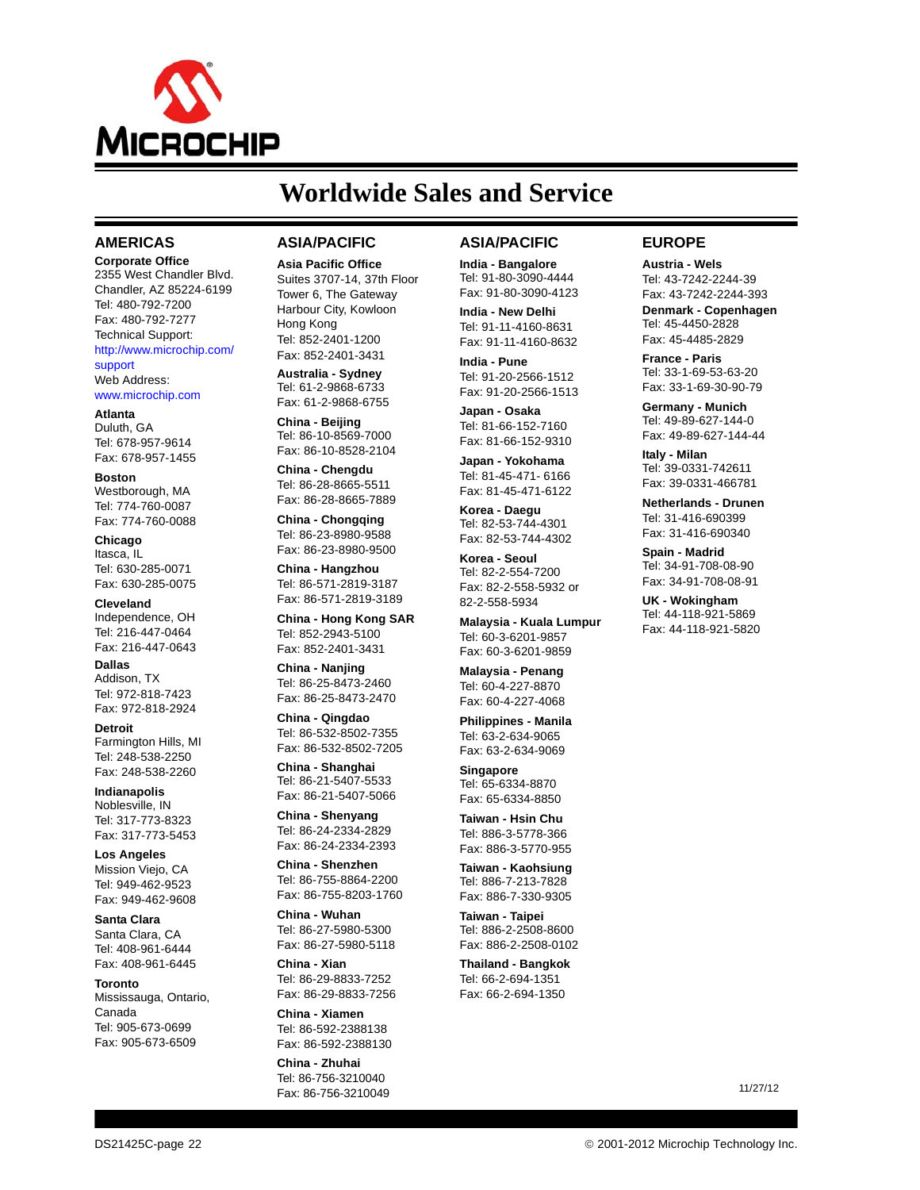# Worldwide Sales and Service

## AMERICAS

**Corporate Office**
2355 West Chandler Blvd.
Chandler, AZ 85224-6199
Tel: 480-792-7200
Fax: 480-792-7277
Technical Support:
http://www.microchip.com/support
Web Address:
www.microchip.com

**Atlanta**
Duluth, GA
Tel: 678-957-9614
Fax: 678-957-1455

**Boston**
Westborough, MA
Tel: 774-760-0087
Fax: 774-760-0088

**Chicago**
Itasca, IL
Tel: 630-285-0071
Fax: 630-285-0075

**Cleveland**
Independence, OH
Tel: 216-447-0464
Fax: 216-447-0643

**Dallas**
Addison, TX
Tel: 972-818-7423
Fax: 972-818-2924

**Detroit**
Farmington Hills, MI
Tel: 248-538-2250
Fax: 248-538-2260

**Indianapolis**
Noblesville, IN
Tel: 317-773-8323
Fax: 317-773-5453

**Los Angeles**
Mission Viejo, CA
Tel: 949-462-9523
Fax: 949-462-9608

**Santa Clara**
Santa Clara, CA
Tel: 408-961-6444
Fax: 408-961-6445

**Toronto**
Mississauga, Ontario, Canada
Tel: 905-673-0699
Fax: 905-673-6509

## ASIA/PACIFIC

**Asia Pacific Office**
Suites 3707-14, 37th Floor
Tower 6, The Gateway
Harbour City, Kowloon
Hong Kong
Tel: 852-2401-1200
Fax: 852-2401-3431

**Australia - Sydney**
Tel: 61-2-9868-6733
Fax: 61-2-9868-6755

**China - Beijing**
Tel: 86-10-8569-7000
Fax: 86-10-8528-2104

**China - Chengdu**
Tel: 86-28-8665-5511
Fax: 86-28-8665-7889

**China - Chongqing**
Tel: 86-23-8980-9588
Fax: 86-23-8980-9500

**China - Hangzhou**
Tel: 86-571-2819-3187
Fax: 86-571-2819-3189

**China - Hong Kong SAR**
Tel: 852-2943-5100
Fax: 852-2401-3431

**China - Nanjing**
Tel: 86-25-8473-2460
Fax: 86-25-8473-2470

**China - Qingdao**
Tel: 86-532-8502-7355
Fax: 86-532-8502-7205

**China - Shanghai**
Tel: 86-21-5407-5533
Fax: 86-21-5407-5066

**China - Shenyang**
Tel: 86-24-2334-2829
Fax: 86-24-2334-2393

**China - Shenzhen**
Tel: 86-755-8864-2200
Fax: 86-755-8203-1760

**China - Wuhan**
Tel: 86-27-5980-5300
Fax: 86-27-5980-5118

**China - Xian**
Tel: 86-29-8833-7252
Fax: 86-29-8833-7256

**China - Xiamen**
Tel: 86-592-2388138
Fax: 86-592-2388130

**China - Zhuhai**
Tel: 86-756-3210040
Fax: 86-756-3210049

## ASIA/PACIFIC

**India - Bangalore**
Tel: 91-80-3090-4444
Fax: 91-80-3090-4123

**India - New Delhi**
Tel: 91-11-4160-8631
Fax: 91-11-4160-8632

**India - Pune**
Tel: 91-20-2566-1512
Fax: 91-20-2566-1513

**Japan - Osaka**
Tel: 81-66-152-7160
Fax: 81-66-152-9310

**Japan - Yokohama**
Tel: 81-45-471- 6166
Fax: 81-45-471-6122

**Korea - Daegu**
Tel: 82-53-744-4301
Fax: 82-53-744-4302

**Korea - Seoul**
Tel: 82-2-554-7200
Fax: 82-2-558-5932 or
82-2-558-5934

**Malaysia - Kuala Lumpur**
Tel: 60-3-6201-9857
Fax: 60-3-6201-9859

**Malaysia - Penang**
Tel: 60-4-227-8870
Fax: 60-4-227-4068

**Philippines - Manila**
Tel: 63-2-634-9065
Fax: 63-2-634-9069

**Singapore**
Tel: 65-6334-8870
Fax: 65-6334-8850

**Taiwan - Hsin Chu**
Tel: 886-3-5778-366
Fax: 886-3-5770-955

**Taiwan - Kaohsiung**
Tel: 886-7-213-7828
Fax: 886-7-330-9305

**Taiwan - Taipei**
Tel: 886-2-2508-8600
Fax: 886-2-2508-0102

**Thailand - Bangkok**
Tel: 66-2-694-1351
Fax: 66-2-694-1350

## EUROPE

**Austria - Wels**
Tel: 43-7242-2244-39
Fax: 43-7242-2244-393

**Denmark - Copenhagen**
Tel: 45-4450-2828
Fax: 45-4485-2829

**France - Paris**
Tel: 33-1-69-53-63-20
Fax: 33-1-69-30-90-79

**Germany - Munich**
Tel: 49-89-627-144-0
Fax: 49-89-627-144-44

**Italy - Milan**
Tel: 39-0331-742611
Fax: 39-0331-466781

**Netherlands - Drunen**
Tel: 31-416-690399
Fax: 31-416-690340

**Spain - Madrid**
Tel: 34-91-708-08-90
Fax: 34-91-708-08-91

**UK - Wokingham**
Tel: 44-118-921-5869
Fax: 44-118-921-5820

11/27/12